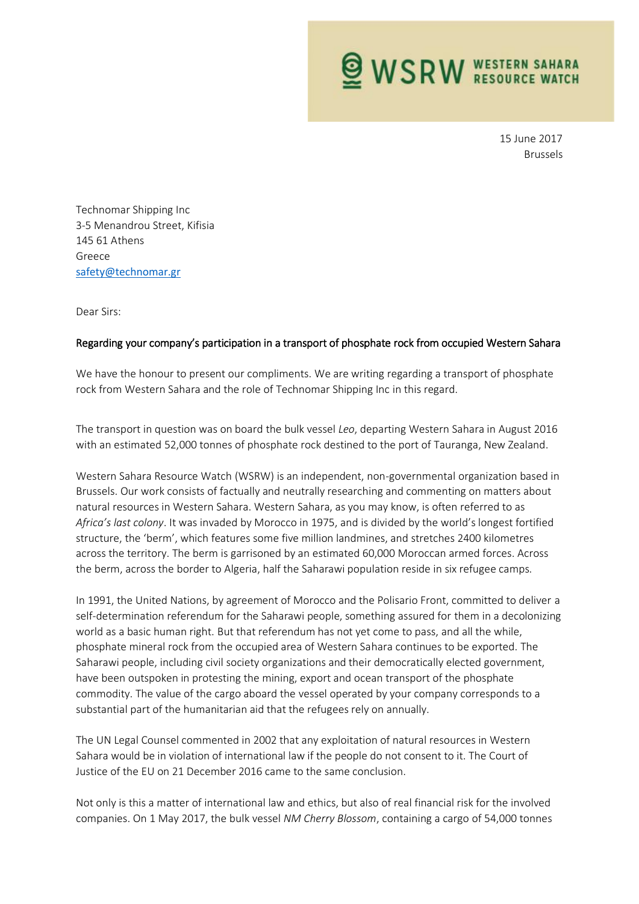WSRW WESTERN SAHARA RESOURCE WATCH

15 June 2017
Brussels

Technomar Shipping Inc
3-5 Menandrou Street, Kifisia
145 61 Athens
Greece
safety@technomar.gr

Dear Sirs:

**Regarding your company's participation in a transport of phosphate rock from occupied Western Sahara**

We have the honour to present our compliments. We are writing regarding a transport of phosphate rock from Western Sahara and the role of Technomar Shipping Inc in this regard.

The transport in question was on board the bulk vessel *Leo*, departing Western Sahara in August 2016 with an estimated 52,000 tonnes of phosphate rock destined to the port of Tauranga, New Zealand.

Western Sahara Resource Watch (WSRW) is an independent, non-governmental organization based in Brussels. Our work consists of factually and neutrally researching and commenting on matters about natural resources in Western Sahara. Western Sahara, as you may know, is often referred to as *Africa's last colony*. It was invaded by Morocco in 1975, and is divided by the world's longest fortified structure, the 'berm', which features some five million landmines, and stretches 2400 kilometres across the territory. The berm is garrisoned by an estimated 60,000 Moroccan armed forces. Across the berm, across the border to Algeria, half the Saharawi population reside in six refugee camps.

In 1991, the United Nations, by agreement of Morocco and the Polisario Front, committed to deliver a self-determination referendum for the Saharawi people, something assured for them in a decolonizing world as a basic human right. But that referendum has not yet come to pass, and all the while, phosphate mineral rock from the occupied area of Western Sahara continues to be exported. The Saharawi people, including civil society organizations and their democratically elected government, have been outspoken in protesting the mining, export and ocean transport of the phosphate commodity. The value of the cargo aboard the vessel operated by your company corresponds to a substantial part of the humanitarian aid that the refugees rely on annually.

The UN Legal Counsel commented in 2002 that any exploitation of natural resources in Western Sahara would be in violation of international law if the people do not consent to it. The Court of Justice of the EU on 21 December 2016 came to the same conclusion.

Not only is this a matter of international law and ethics, but also of real financial risk for the involved companies. On 1 May 2017, the bulk vessel *NM Cherry Blossom*, containing a cargo of 54,000 tonnes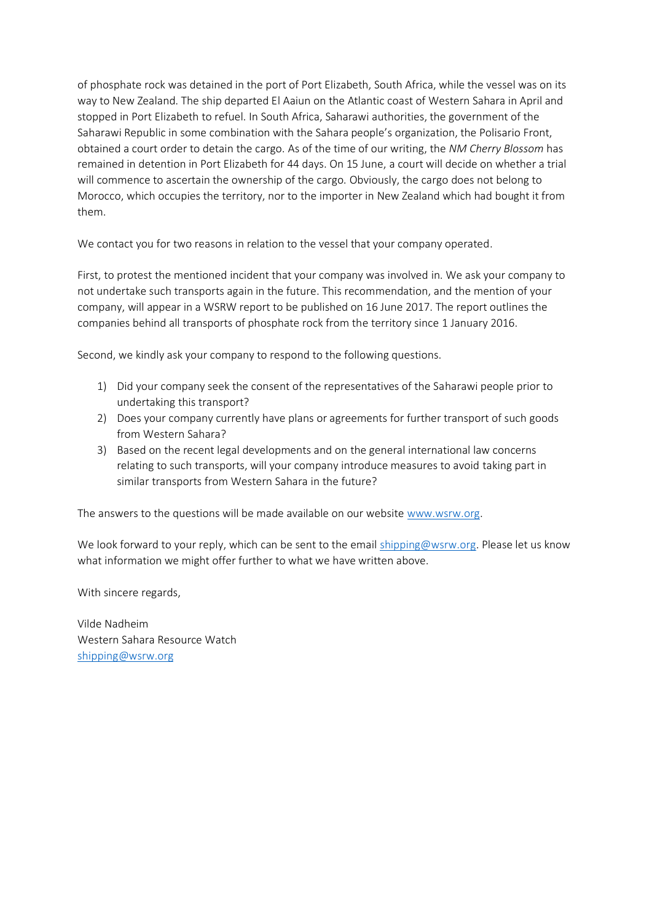of phosphate rock was detained in the port of Port Elizabeth, South Africa, while the vessel was on its way to New Zealand. The ship departed El Aaiun on the Atlantic coast of Western Sahara in April and stopped in Port Elizabeth to refuel. In South Africa, Saharawi authorities, the government of the Saharawi Republic in some combination with the Sahara people's organization, the Polisario Front, obtained a court order to detain the cargo. As of the time of our writing, the *NM Cherry Blossom* has remained in detention in Port Elizabeth for 44 days. On 15 June, a court will decide on whether a trial will commence to ascertain the ownership of the cargo. Obviously, the cargo does not belong to Morocco, which occupies the territory, nor to the importer in New Zealand which had bought it from them.

We contact you for two reasons in relation to the vessel that your company operated.

First, to protest the mentioned incident that your company was involved in. We ask your company to not undertake such transports again in the future. This recommendation, and the mention of your company, will appear in a WSRW report to be published on 16 June 2017. The report outlines the companies behind all transports of phosphate rock from the territory since 1 January 2016.

Second, we kindly ask your company to respond to the following questions.

1) Did your company seek the consent of the representatives of the Saharawi people prior to undertaking this transport?
2) Does your company currently have plans or agreements for further transport of such goods from Western Sahara?
3) Based on the recent legal developments and on the general international law concerns relating to such transports, will your company introduce measures to avoid taking part in similar transports from Western Sahara in the future?

The answers to the questions will be made available on our website [www.wsrw.org](http://www.wsrw.org).

We look forward to your reply, which can be sent to the email [shipping@wsrw.org](mailto:shipping@wsrw.org). Please let us know what information we might offer further to what we have written above.

With sincere regards,

Vilde Nadheim
Western Sahara Resource Watch
[shipping@wsrw.org](mailto:shipping@wsrw.org)